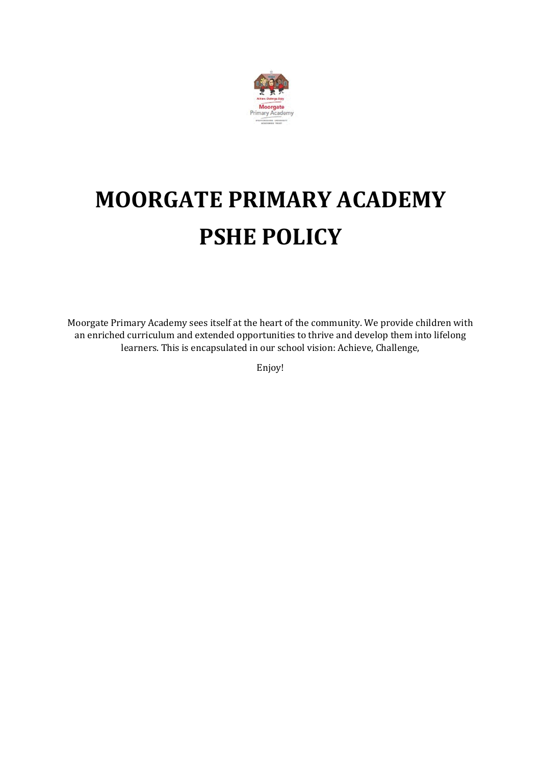# MOORGATE PRIMARY ACADEMY
# PSHE POLICY

Moorgate Primary Academy sees itself at the heart of the community. We provide children with an enriched curriculum and extended opportunities to thrive and develop them into lifelong learners. This is encapsulated in our school vision: Achieve, Challenge,

Enjoy!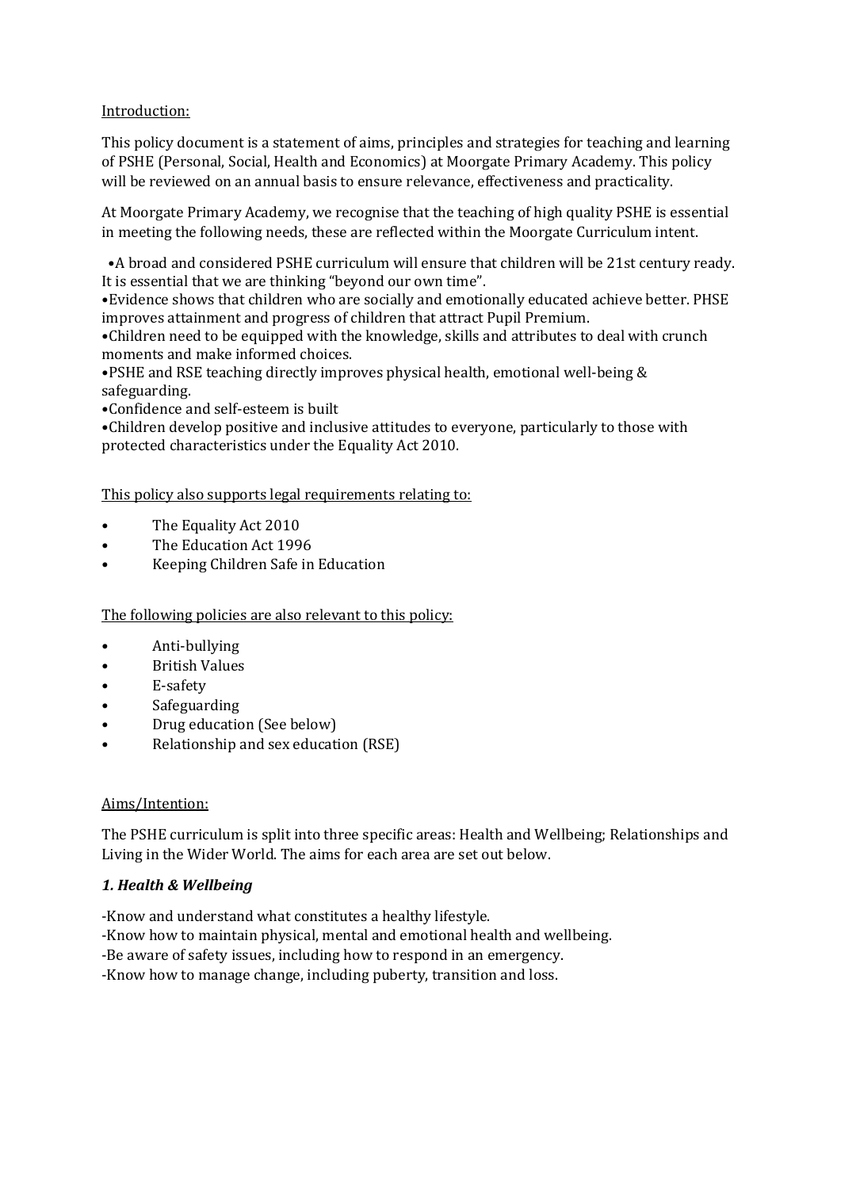Introduction:

This policy document is a statement of aims, principles and strategies for teaching and learning of PSHE (Personal, Social, Health and Economics) at Moorgate Primary Academy. This policy will be reviewed on an annual basis to ensure relevance, effectiveness and practicality.

At Moorgate Primary Academy, we recognise that the teaching of high quality PSHE is essential in meeting the following needs, these are reflected within the Moorgate Curriculum intent.

- A broad and considered PSHE curriculum will ensure that children will be 21st century ready. It is essential that we are thinking "beyond our own time".
- Evidence shows that children who are socially and emotionally educated achieve better. PHSE improves attainment and progress of children that attract Pupil Premium.
- Children need to be equipped with the knowledge, skills and attributes to deal with crunch moments and make informed choices.
- PSHE and RSE teaching directly improves physical health, emotional well-being & safeguarding.
- Confidence and self-esteem is built
- Children develop positive and inclusive attitudes to everyone, particularly to those with protected characteristics under the Equality Act 2010.

This policy also supports legal requirements relating to:

- The Equality Act 2010
- The Education Act 1996
- Keeping Children Safe in Education

The following policies are also relevant to this policy:

- Anti-bullying
- British Values
- E-safety
- Safeguarding
- Drug education (See below)
- Relationship and sex education (RSE)

Aims/Intention:

The PSHE curriculum is split into three specific areas: Health and Wellbeing; Relationships and Living in the Wider World. The aims for each area are set out below.

***1. Health & Wellbeing***

-Know and understand what constitutes a healthy lifestyle.
-Know how to maintain physical, mental and emotional health and wellbeing.
-Be aware of safety issues, including how to respond in an emergency.
-Know how to manage change, including puberty, transition and loss.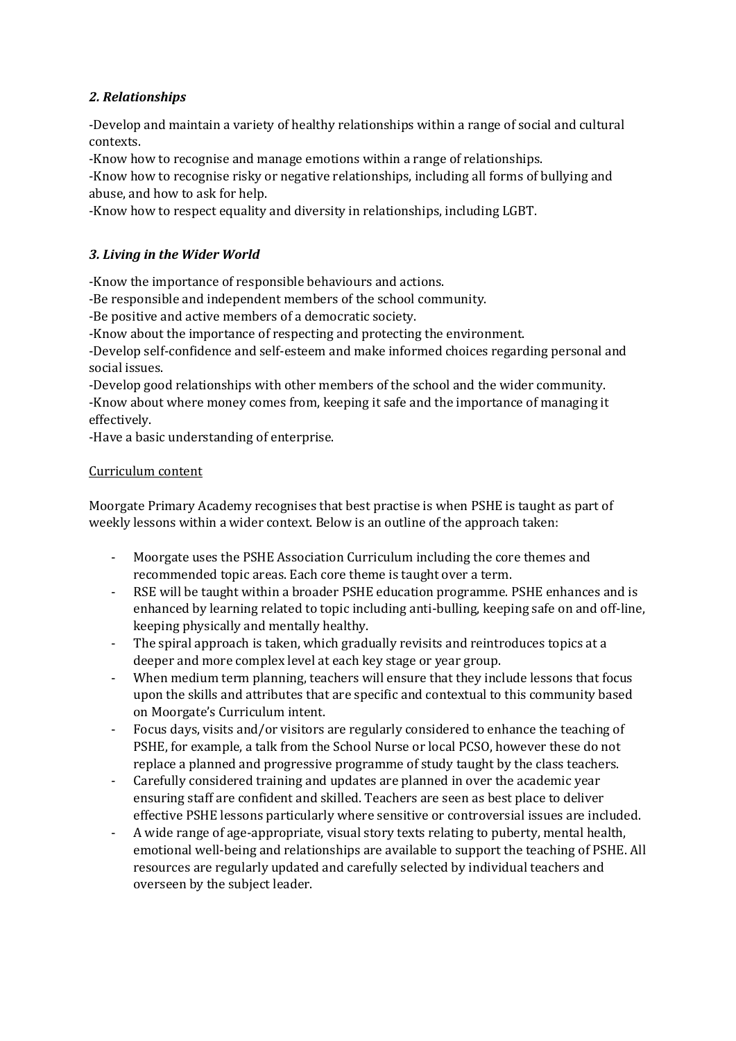### *2. Relationships*

-Develop and maintain a variety of healthy relationships within a range of social and cultural contexts.
-Know how to recognise and manage emotions within a range of relationships.
-Know how to recognise risky or negative relationships, including all forms of bullying and abuse, and how to ask for help.
-Know how to respect equality and diversity in relationships, including LGBT.

### *3. Living in the Wider World*

-Know the importance of responsible behaviours and actions.
-Be responsible and independent members of the school community.
-Be positive and active members of a democratic society.
-Know about the importance of respecting and protecting the environment.
-Develop self-confidence and self-esteem and make informed choices regarding personal and social issues.
-Develop good relationships with other members of the school and the wider community.
-Know about where money comes from, keeping it safe and the importance of managing it effectively.
-Have a basic understanding of enterprise.

<u>Curriculum content</u>

Moorgate Primary Academy recognises that best practise is when PSHE is taught as part of weekly lessons within a wider context. Below is an outline of the approach taken:

- Moorgate uses the PSHE Association Curriculum including the core themes and recommended topic areas. Each core theme is taught over a term.
- RSE will be taught within a broader PSHE education programme. PSHE enhances and is enhanced by learning related to topic including anti-bulling, keeping safe on and off-line, keeping physically and mentally healthy.
- The spiral approach is taken, which gradually revisits and reintroduces topics at a deeper and more complex level at each key stage or year group.
- When medium term planning, teachers will ensure that they include lessons that focus upon the skills and attributes that are specific and contextual to this community based on Moorgate's Curriculum intent.
- Focus days, visits and/or visitors are regularly considered to enhance the teaching of PSHE, for example, a talk from the School Nurse or local PCSO, however these do not replace a planned and progressive programme of study taught by the class teachers.
- Carefully considered training and updates are planned in over the academic year ensuring staff are confident and skilled. Teachers are seen as best place to deliver effective PSHE lessons particularly where sensitive or controversial issues are included.
- A wide range of age-appropriate, visual story texts relating to puberty, mental health, emotional well-being and relationships are available to support the teaching of PSHE. All resources are regularly updated and carefully selected by individual teachers and overseen by the subject leader.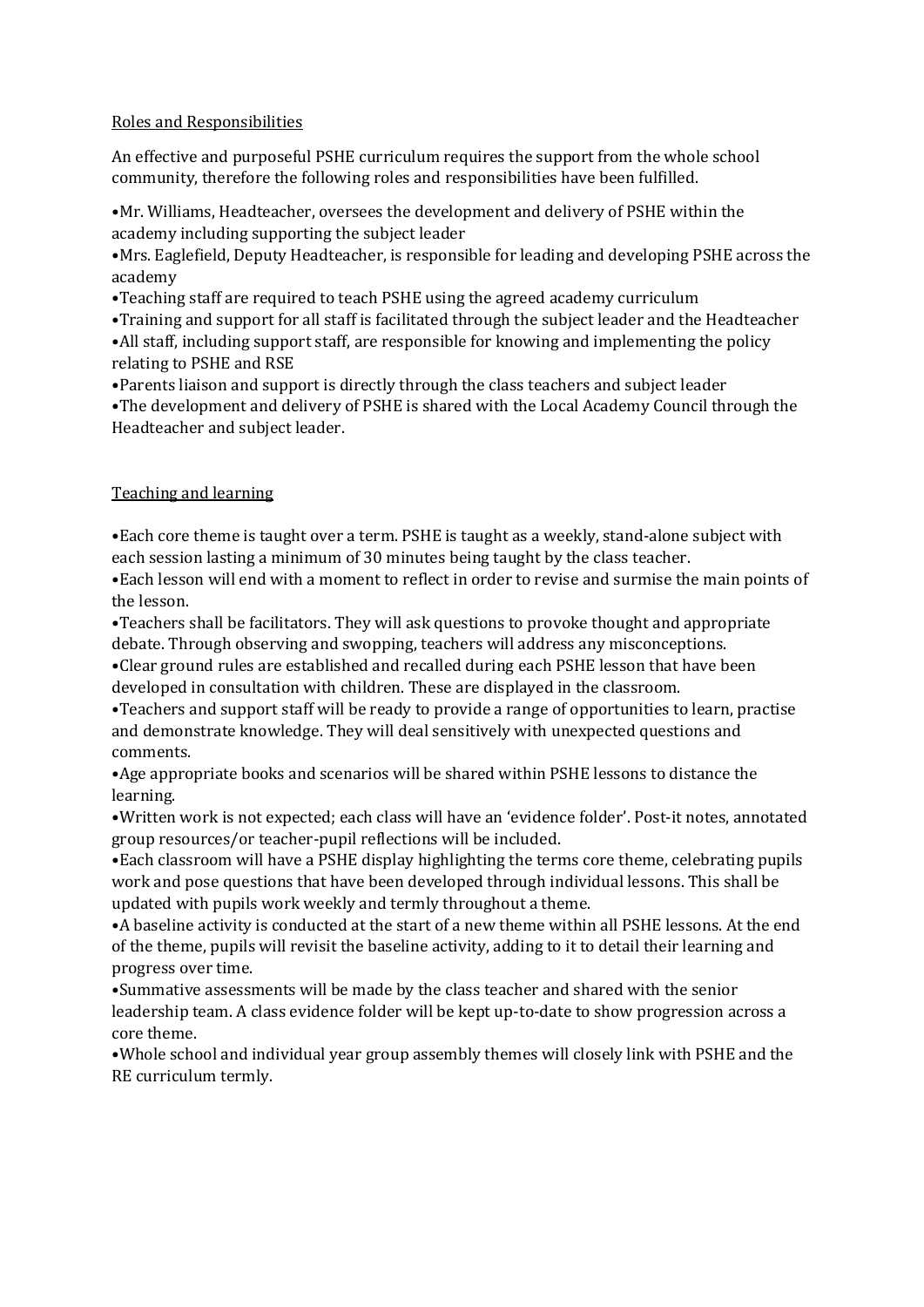Roles and Responsibilities

An effective and purposeful PSHE curriculum requires the support from the whole school community, therefore the following roles and responsibilities have been fulfilled.

- Mr. Williams, Headteacher, oversees the development and delivery of PSHE within the academy including supporting the subject leader
- Mrs. Eaglefield, Deputy Headteacher, is responsible for leading and developing PSHE across the academy
- Teaching staff are required to teach PSHE using the agreed academy curriculum
- Training and support for all staff is facilitated through the subject leader and the Headteacher
- All staff, including support staff, are responsible for knowing and implementing the policy relating to PSHE and RSE
- Parents liaison and support is directly through the class teachers and subject leader
- The development and delivery of PSHE is shared with the Local Academy Council through the Headteacher and subject leader.

Teaching and learning

- Each core theme is taught over a term. PSHE is taught as a weekly, stand-alone subject with each session lasting a minimum of 30 minutes being taught by the class teacher.
- Each lesson will end with a moment to reflect in order to revise and surmise the main points of the lesson.
- Teachers shall be facilitators. They will ask questions to provoke thought and appropriate debate. Through observing and swopping, teachers will address any misconceptions.
- Clear ground rules are established and recalled during each PSHE lesson that have been developed in consultation with children. These are displayed in the classroom.
- Teachers and support staff will be ready to provide a range of opportunities to learn, practise and demonstrate knowledge. They will deal sensitively with unexpected questions and comments.
- Age appropriate books and scenarios will be shared within PSHE lessons to distance the learning.
- Written work is not expected; each class will have an 'evidence folder'. Post-it notes, annotated group resources/or teacher-pupil reflections will be included.
- Each classroom will have a PSHE display highlighting the terms core theme, celebrating pupils work and pose questions that have been developed through individual lessons. This shall be updated with pupils work weekly and termly throughout a theme.
- A baseline activity is conducted at the start of a new theme within all PSHE lessons. At the end of the theme, pupils will revisit the baseline activity, adding to it to detail their learning and progress over time.
- Summative assessments will be made by the class teacher and shared with the senior leadership team. A class evidence folder will be kept up-to-date to show progression across a core theme.
- Whole school and individual year group assembly themes will closely link with PSHE and the RE curriculum termly.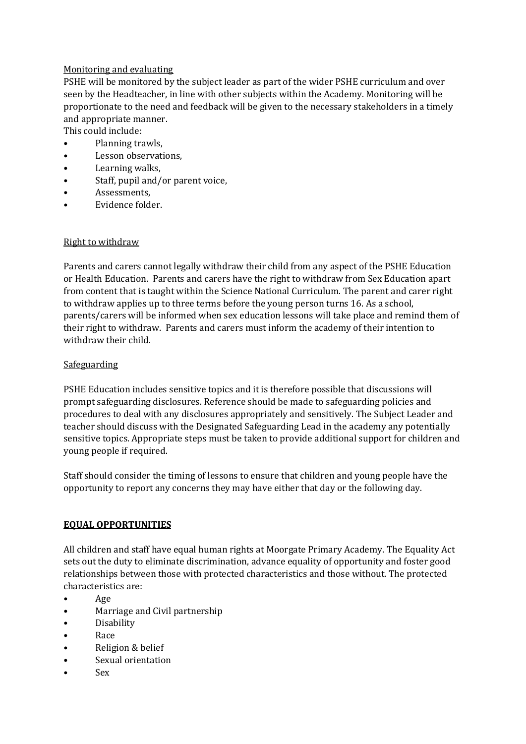Monitoring and evaluating

PSHE will be monitored by the subject leader as part of the wider PSHE curriculum and over seen by the Headteacher, in line with other subjects within the Academy. Monitoring will be proportionate to the need and feedback will be given to the necessary stakeholders in a timely and appropriate manner.

This could include:

- Planning trawls,
- Lesson observations,
- Learning walks,
- Staff, pupil and/or parent voice,
- Assessments,
- Evidence folder.

Right to withdraw

Parents and carers cannot legally withdraw their child from any aspect of the PSHE Education or Health Education. Parents and carers have the right to withdraw from Sex Education apart from content that is taught within the Science National Curriculum. The parent and carer right to withdraw applies up to three terms before the young person turns 16. As a school, parents/carers will be informed when sex education lessons will take place and remind them of their right to withdraw. Parents and carers must inform the academy of their intention to withdraw their child.

Safeguarding

PSHE Education includes sensitive topics and it is therefore possible that discussions will prompt safeguarding disclosures. Reference should be made to safeguarding policies and procedures to deal with any disclosures appropriately and sensitively. The Subject Leader and teacher should discuss with the Designated Safeguarding Lead in the academy any potentially sensitive topics. Appropriate steps must be taken to provide additional support for children and young people if required.

Staff should consider the timing of lessons to ensure that children and young people have the opportunity to report any concerns they may have either that day or the following day.

## EQUAL OPPORTUNITIES

All children and staff have equal human rights at Moorgate Primary Academy. The Equality Act sets out the duty to eliminate discrimination, advance equality of opportunity and foster good relationships between those with protected characteristics and those without. The protected characteristics are:

- Age
- Marriage and Civil partnership
- Disability
- Race
- Religion & belief
- Sexual orientation
- Sex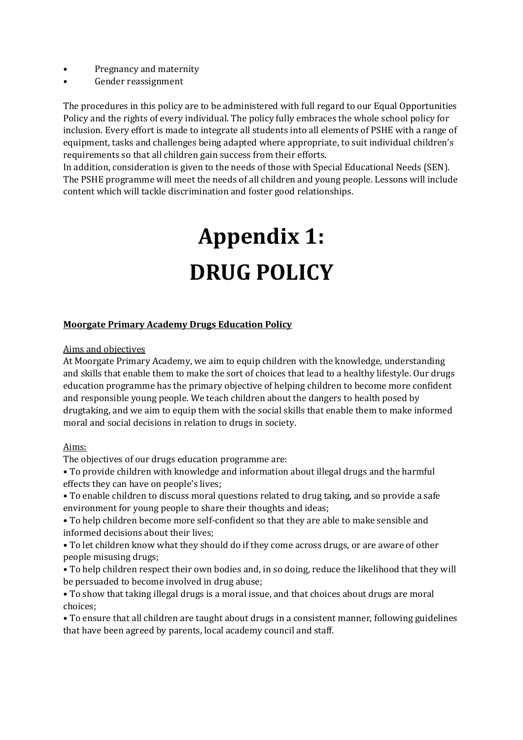- Pregnancy and maternity
- Gender reassignment

The procedures in this policy are to be administered with full regard to our Equal Opportunities Policy and the rights of every individual. The policy fully embraces the whole school policy for inclusion. Every effort is made to integrate all students into all elements of PSHE with a range of equipment, tasks and challenges being adapted where appropriate, to suit individual children's requirements so that all children gain success from their efforts.
In addition, consideration is given to the needs of those with Special Educational Needs (SEN). The PSHE programme will meet the needs of all children and young people. Lessons will include content which will tackle discrimination and foster good relationships.

# Appendix 1:
# DRUG POLICY

**<u>Moorgate Primary Academy Drugs Education Policy</u>**

<u>Aims and objectives</u>
At Moorgate Primary Academy, we aim to equip children with the knowledge, understanding and skills that enable them to make the sort of choices that lead to a healthy lifestyle. Our drugs education programme has the primary objective of helping children to become more confident and responsible young people. We teach children about the dangers to health posed by drugtaking, and we aim to equip them with the social skills that enable them to make informed moral and social decisions in relation to drugs in society.

<u>Aims:</u>
The objectives of our drugs education programme are:

- To provide children with knowledge and information about illegal drugs and the harmful effects they can have on people's lives;
- To enable children to discuss moral questions related to drug taking, and so provide a safe environment for young people to share their thoughts and ideas;
- To help children become more self-confident so that they are able to make sensible and informed decisions about their lives;
- To let children know what they should do if they come across drugs, or are aware of other people misusing drugs;
- To help children respect their own bodies and, in so doing, reduce the likelihood that they will be persuaded to become involved in drug abuse;
- To show that taking illegal drugs is a moral issue, and that choices about drugs are moral choices;
- To ensure that all children are taught about drugs in a consistent manner, following guidelines that have been agreed by parents, local academy council and staff.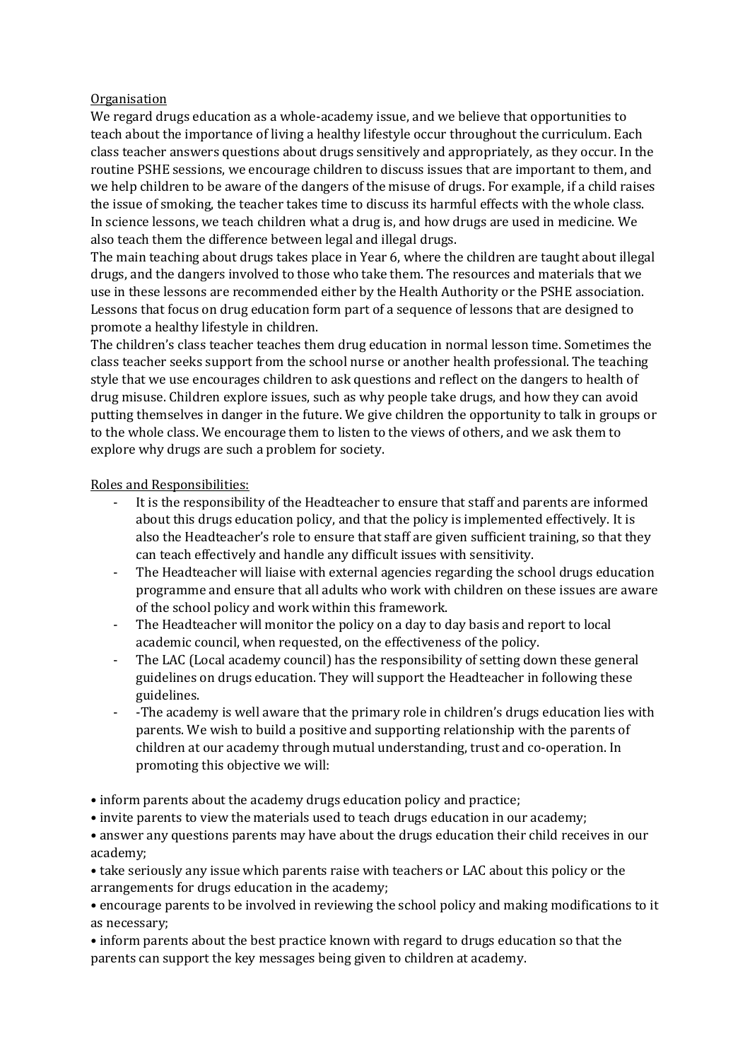Organisation

We regard drugs education as a whole-academy issue, and we believe that opportunities to teach about the importance of living a healthy lifestyle occur throughout the curriculum. Each class teacher answers questions about drugs sensitively and appropriately, as they occur. In the routine PSHE sessions, we encourage children to discuss issues that are important to them, and we help children to be aware of the dangers of the misuse of drugs. For example, if a child raises the issue of smoking, the teacher takes time to discuss its harmful effects with the whole class. In science lessons, we teach children what a drug is, and how drugs are used in medicine. We also teach them the difference between legal and illegal drugs.

The main teaching about drugs takes place in Year 6, where the children are taught about illegal drugs, and the dangers involved to those who take them. The resources and materials that we use in these lessons are recommended either by the Health Authority or the PSHE association. Lessons that focus on drug education form part of a sequence of lessons that are designed to promote a healthy lifestyle in children.

The children's class teacher teaches them drug education in normal lesson time. Sometimes the class teacher seeks support from the school nurse or another health professional. The teaching style that we use encourages children to ask questions and reflect on the dangers to health of drug misuse. Children explore issues, such as why people take drugs, and how they can avoid putting themselves in danger in the future. We give children the opportunity to talk in groups or to the whole class. We encourage them to listen to the views of others, and we ask them to explore why drugs are such a problem for society.

Roles and Responsibilities:

- It is the responsibility of the Headteacher to ensure that staff and parents are informed about this drugs education policy, and that the policy is implemented effectively. It is also the Headteacher's role to ensure that staff are given sufficient training, so that they can teach effectively and handle any difficult issues with sensitivity.
- The Headteacher will liaise with external agencies regarding the school drugs education programme and ensure that all adults who work with children on these issues are aware of the school policy and work within this framework.
- The Headteacher will monitor the policy on a day to day basis and report to local academic council, when requested, on the effectiveness of the policy.
- The LAC (Local academy council) has the responsibility of setting down these general guidelines on drugs education. They will support the Headteacher in following these guidelines.
- -The academy is well aware that the primary role in children's drugs education lies with parents. We wish to build a positive and supporting relationship with the parents of children at our academy through mutual understanding, trust and co-operation. In promoting this objective we will:

• inform parents about the academy drugs education policy and practice;
• invite parents to view the materials used to teach drugs education in our academy;
• answer any questions parents may have about the drugs education their child receives in our academy;
• take seriously any issue which parents raise with teachers or LAC about this policy or the arrangements for drugs education in the academy;
• encourage parents to be involved in reviewing the school policy and making modifications to it as necessary;
• inform parents about the best practice known with regard to drugs education so that the parents can support the key messages being given to children at academy.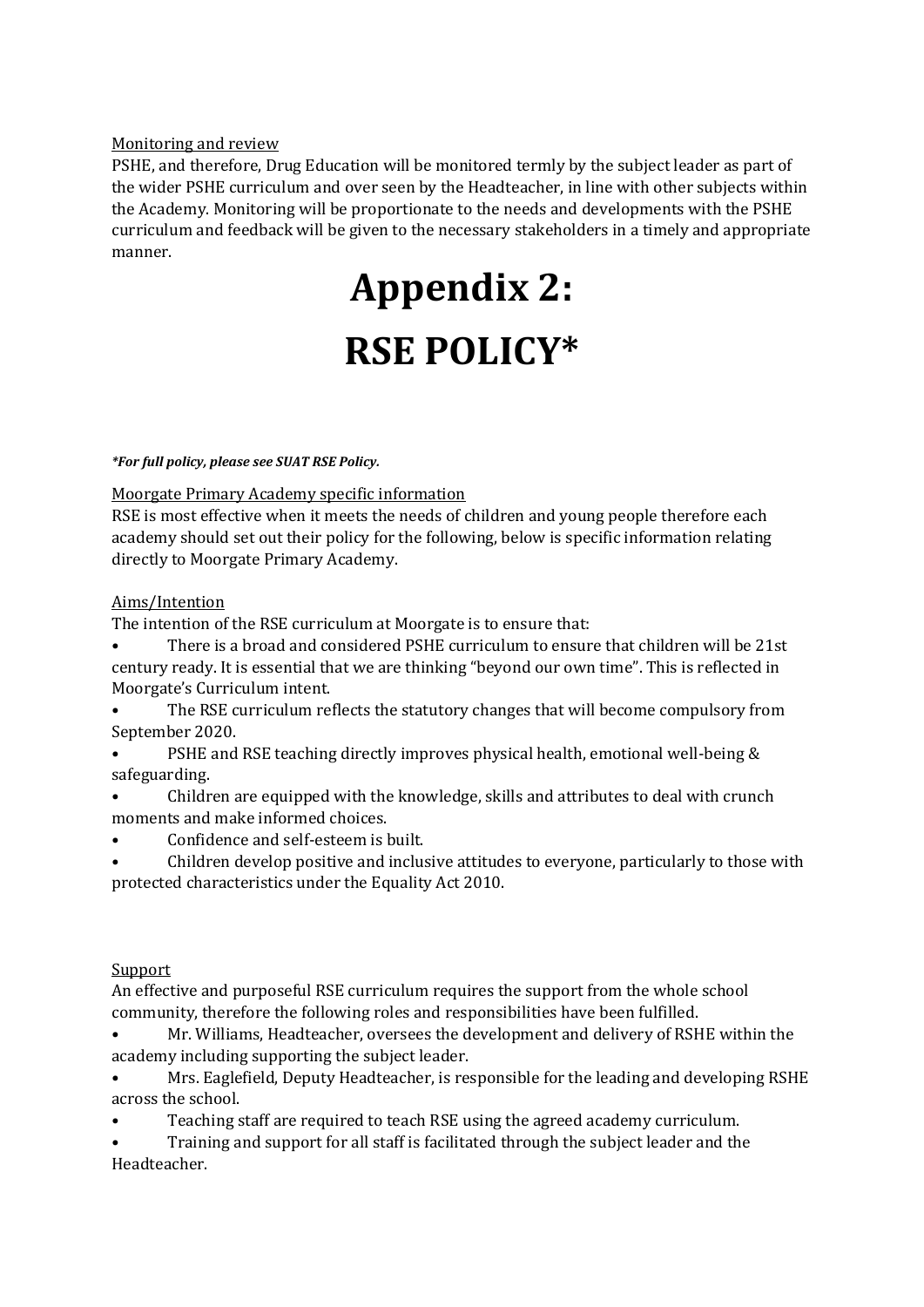Monitoring and review

PSHE, and therefore, Drug Education will be monitored termly by the subject leader as part of the wider PSHE curriculum and over seen by the Headteacher, in line with other subjects within the Academy. Monitoring will be proportionate to the needs and developments with the PSHE curriculum and feedback will be given to the necessary stakeholders in a timely and appropriate manner.

# Appendix 2:
# RSE POLICY*

***For full policy, please see SUAT RSE Policy.***

Moorgate Primary Academy specific information

RSE is most effective when it meets the needs of children and young people therefore each academy should set out their policy for the following, below is specific information relating directly to Moorgate Primary Academy.

Aims/Intention

The intention of the RSE curriculum at Moorgate is to ensure that:

- There is a broad and considered PSHE curriculum to ensure that children will be 21st century ready. It is essential that we are thinking "beyond our own time". This is reflected in Moorgate's Curriculum intent.
- The RSE curriculum reflects the statutory changes that will become compulsory from September 2020.
- PSHE and RSE teaching directly improves physical health, emotional well-being & safeguarding.
- Children are equipped with the knowledge, skills and attributes to deal with crunch moments and make informed choices.
- Confidence and self-esteem is built.
- Children develop positive and inclusive attitudes to everyone, particularly to those with protected characteristics under the Equality Act 2010.

Support

An effective and purposeful RSE curriculum requires the support from the whole school community, therefore the following roles and responsibilities have been fulfilled.

- Mr. Williams, Headteacher, oversees the development and delivery of RSHE within the academy including supporting the subject leader.
- Mrs. Eaglefield, Deputy Headteacher, is responsible for the leading and developing RSHE across the school.
- Teaching staff are required to teach RSE using the agreed academy curriculum.
- Training and support for all staff is facilitated through the subject leader and the Headteacher.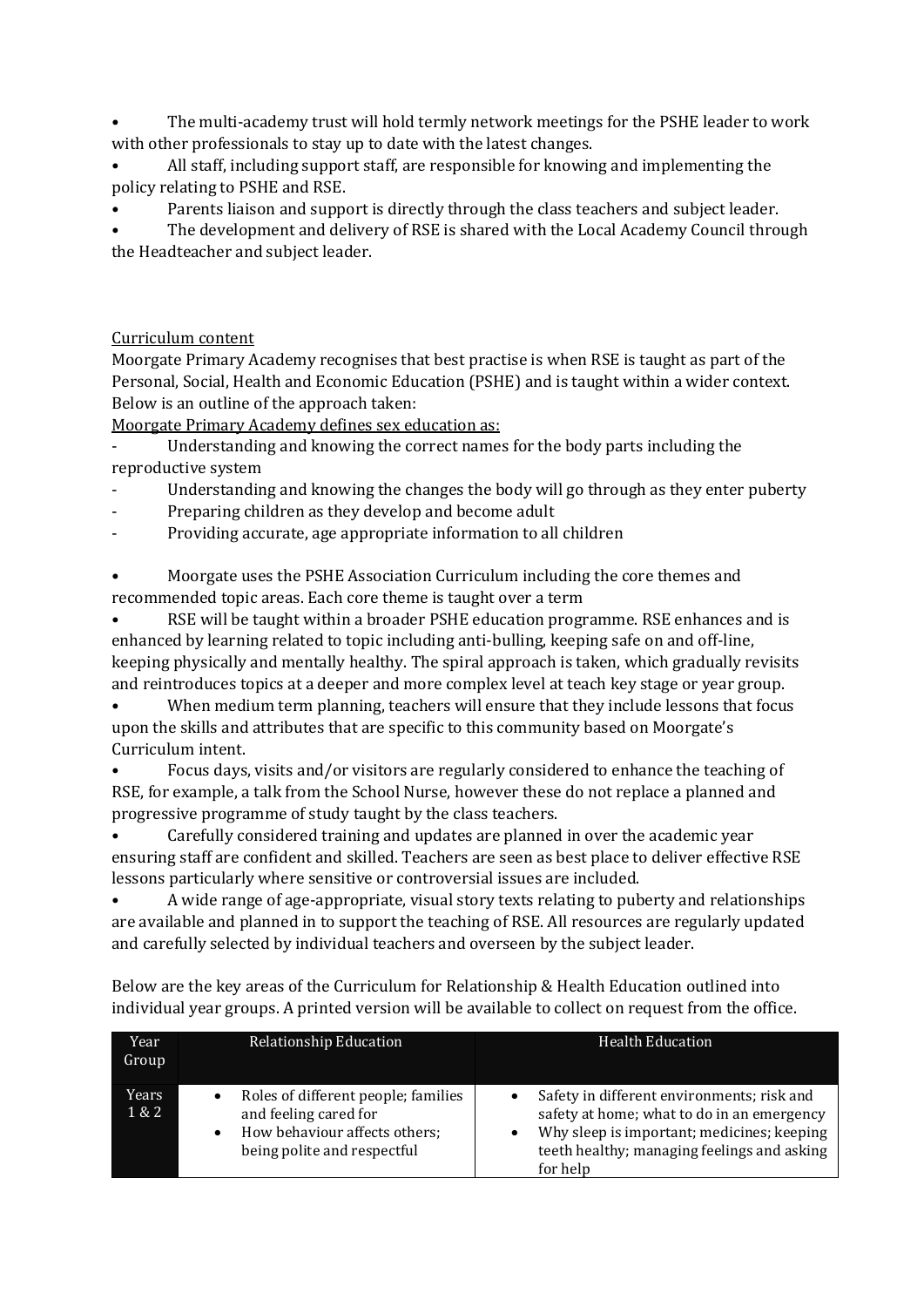- The multi-academy trust will hold termly network meetings for the PSHE leader to work with other professionals to stay up to date with the latest changes.
- All staff, including support staff, are responsible for knowing and implementing the policy relating to PSHE and RSE.
- Parents liaison and support is directly through the class teachers and subject leader.
- The development and delivery of RSE is shared with the Local Academy Council through the Headteacher and subject leader.

<u>Curriculum content</u>

Moorgate Primary Academy recognises that best practise is when RSE is taught as part of the Personal, Social, Health and Economic Education (PSHE) and is taught within a wider context. Below is an outline of the approach taken:

<u>Moorgate Primary Academy defines sex education as:</u>

- Understanding and knowing the correct names for the body parts including the reproductive system
- Understanding and knowing the changes the body will go through as they enter puberty
- Preparing children as they develop and become adult
- Providing accurate, age appropriate information to all children

- Moorgate uses the PSHE Association Curriculum including the core themes and recommended topic areas. Each core theme is taught over a term
- RSE will be taught within a broader PSHE education programme. RSE enhances and is enhanced by learning related to topic including anti-bulling, keeping safe on and off-line, keeping physically and mentally healthy. The spiral approach is taken, which gradually revisits and reintroduces topics at a deeper and more complex level at teach key stage or year group.
- When medium term planning, teachers will ensure that they include lessons that focus upon the skills and attributes that are specific to this community based on Moorgate's Curriculum intent.
- Focus days, visits and/or visitors are regularly considered to enhance the teaching of RSE, for example, a talk from the School Nurse, however these do not replace a planned and progressive programme of study taught by the class teachers.
- Carefully considered training and updates are planned in over the academic year ensuring staff are confident and skilled. Teachers are seen as best place to deliver effective RSE lessons particularly where sensitive or controversial issues are included.
- A wide range of age-appropriate, visual story texts relating to puberty and relationships are available and planned in to support the teaching of RSE. All resources are regularly updated and carefully selected by individual teachers and overseen by the subject leader.

Below are the key areas of the Curriculum for Relationship & Health Education outlined into individual year groups. A printed version will be available to collect on request from the office.

| Year Group | Relationship Education | Health Education |
|---|---|---|
| Years 1 & 2 | • Roles of different people; families and feeling cared for<br>• How behaviour affects others; being polite and respectful | • Safety in different environments; risk and safety at home; what to do in an emergency<br>• Why sleep is important; medicines; keeping teeth healthy; managing feelings and asking for help |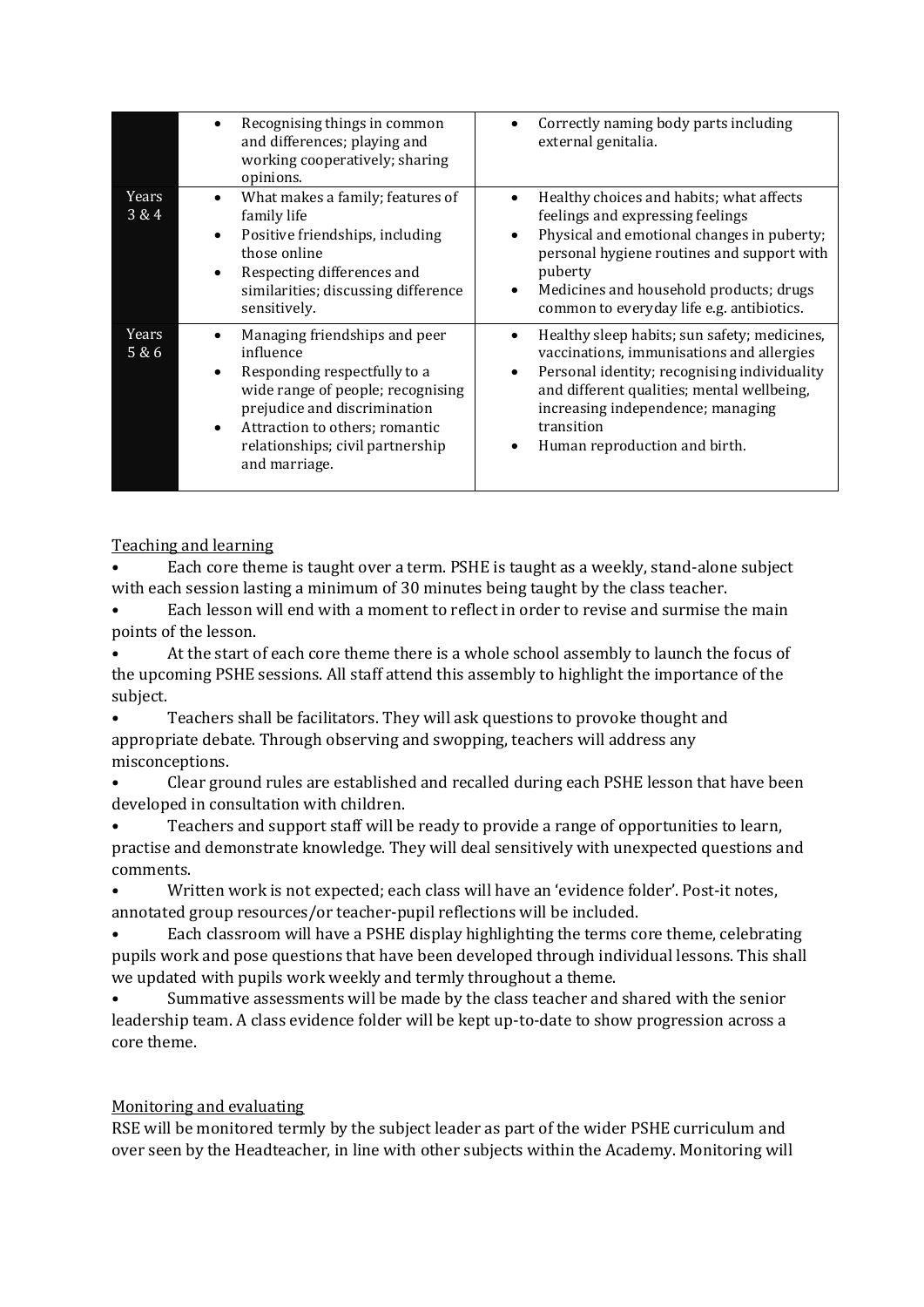| | | |
|---|---|---|
| | • Recognising things in common and differences; playing and working cooperatively; sharing opinions. | • Correctly naming body parts including external genitalia. |
| Years 3 & 4 | • What makes a family; features of family life<br>• Positive friendships, including those online<br>• Respecting differences and similarities; discussing difference sensitively. | • Healthy choices and habits; what affects feelings and expressing feelings<br>• Physical and emotional changes in puberty; personal hygiene routines and support with puberty<br>• Medicines and household products; drugs common to everyday life e.g. antibiotics. |
| Years 5 & 6 | • Managing friendships and peer influence<br>• Responding respectfully to a wide range of people; recognising prejudice and discrimination<br>• Attraction to others; romantic relationships; civil partnership and marriage. | • Healthy sleep habits; sun safety; medicines, vaccinations, immunisations and allergies<br>• Personal identity; recognising individuality and different qualities; mental wellbeing, increasing independence; managing transition<br>• Human reproduction and birth. |

Teaching and learning

- Each core theme is taught over a term. PSHE is taught as a weekly, stand-alone subject with each session lasting a minimum of 30 minutes being taught by the class teacher.
- Each lesson will end with a moment to reflect in order to revise and surmise the main points of the lesson.
- At the start of each core theme there is a whole school assembly to launch the focus of the upcoming PSHE sessions. All staff attend this assembly to highlight the importance of the subject.
- Teachers shall be facilitators. They will ask questions to provoke thought and appropriate debate. Through observing and swopping, teachers will address any misconceptions.
- Clear ground rules are established and recalled during each PSHE lesson that have been developed in consultation with children.
- Teachers and support staff will be ready to provide a range of opportunities to learn, practise and demonstrate knowledge. They will deal sensitively with unexpected questions and comments.
- Written work is not expected; each class will have an 'evidence folder'. Post-it notes, annotated group resources/or teacher-pupil reflections will be included.
- Each classroom will have a PSHE display highlighting the terms core theme, celebrating pupils work and pose questions that have been developed through individual lessons. This shall we updated with pupils work weekly and termly throughout a theme.
- Summative assessments will be made by the class teacher and shared with the senior leadership team. A class evidence folder will be kept up-to-date to show progression across a core theme.

Monitoring and evaluating

RSE will be monitored termly by the subject leader as part of the wider PSHE curriculum and over seen by the Headteacher, in line with other subjects within the Academy. Monitoring will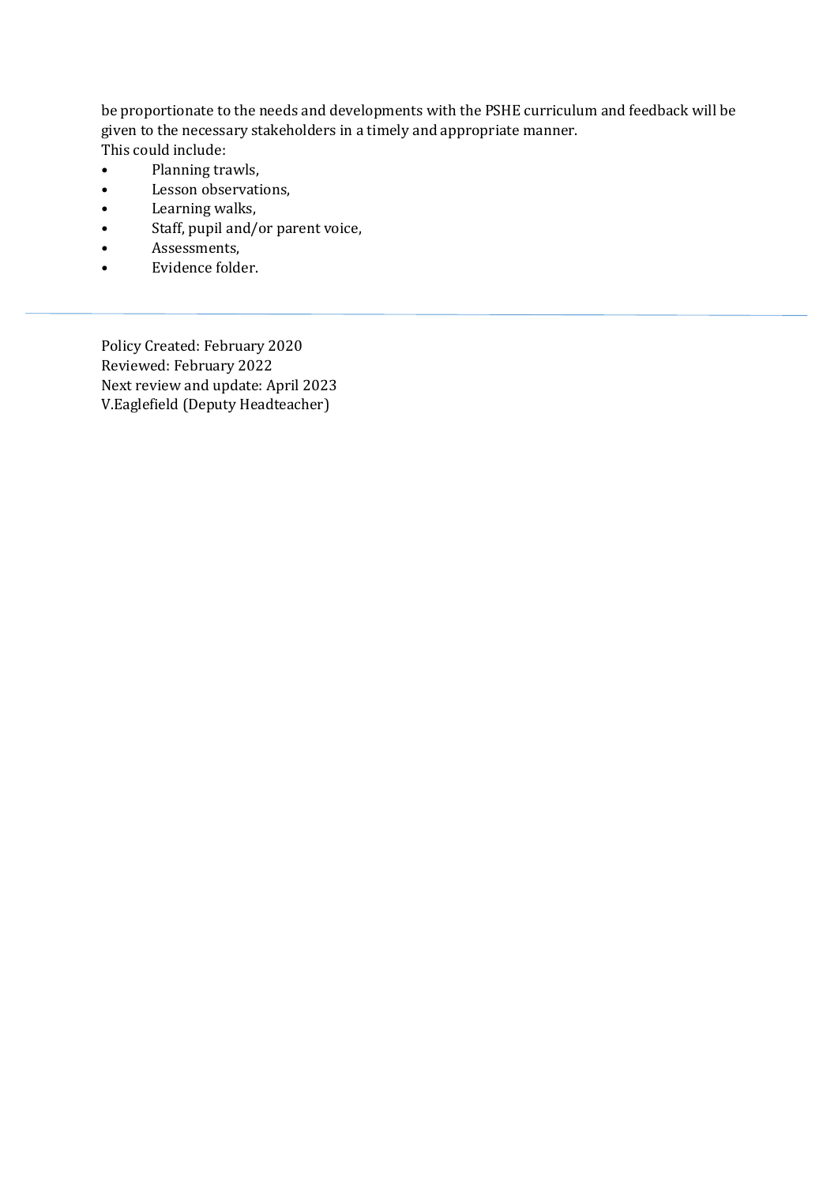be proportionate to the needs and developments with the PSHE curriculum and feedback will be given to the necessary stakeholders in a timely and appropriate manner.
This could include:

- Planning trawls,
- Lesson observations,
- Learning walks,
- Staff, pupil and/or parent voice,
- Assessments,
- Evidence folder.

---

Policy Created: February 2020
Reviewed: February 2022
Next review and update: April 2023
V.Eaglefield (Deputy Headteacher)